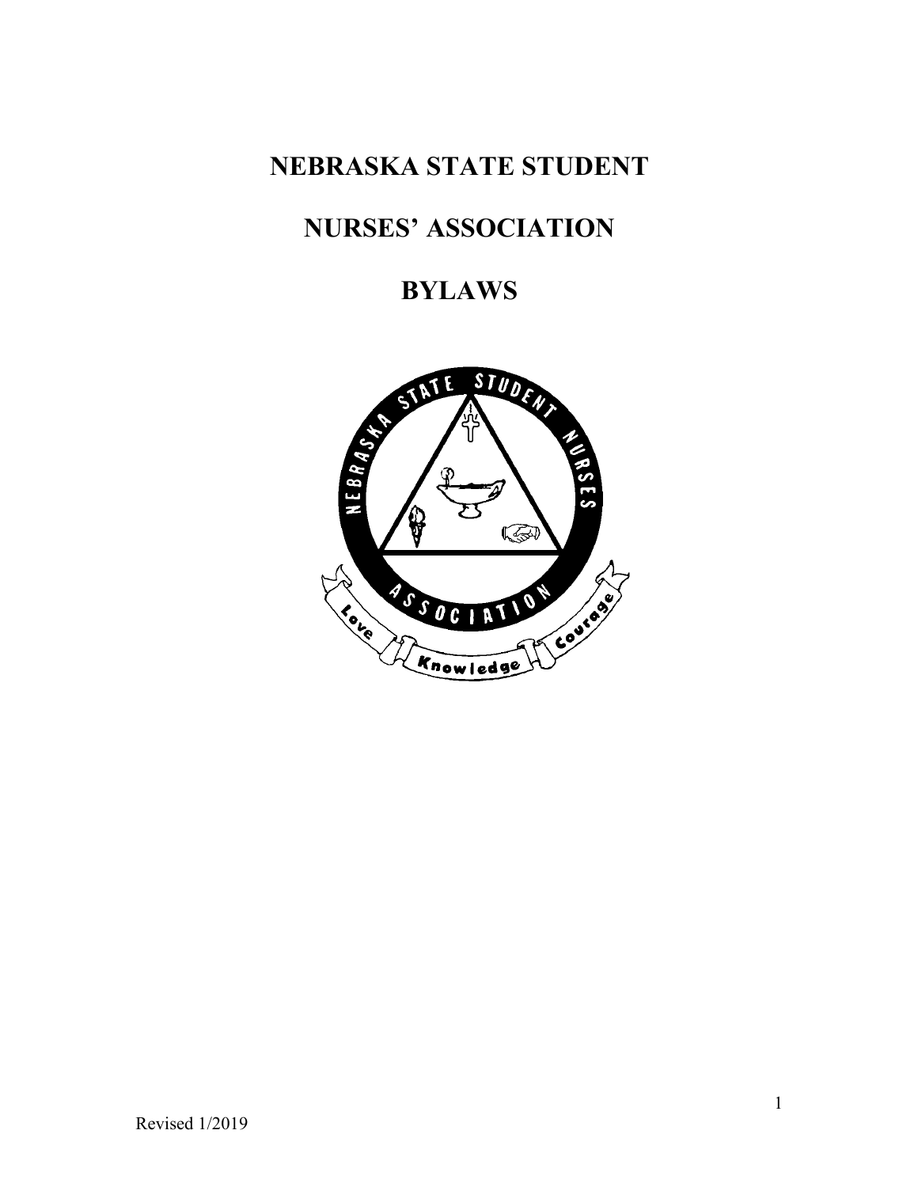# NEBRASKA STATE STUDENT

# NURSES' ASSOCIATION

# BYLAWS

Revised 1/2019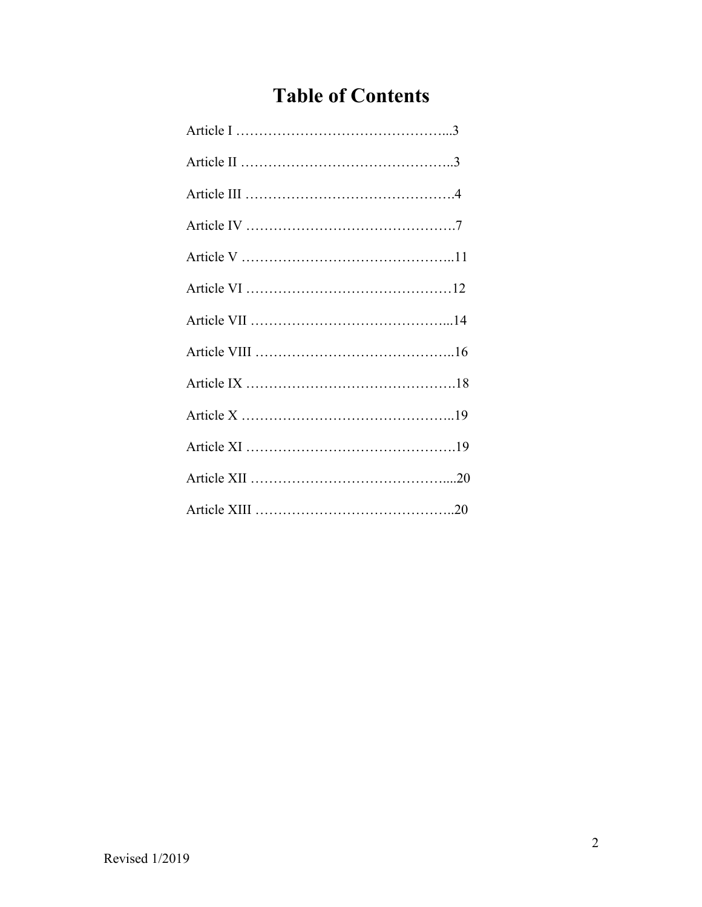# Table of Contents

Article I ………………………………………...3

Article II ………………………………………..3

Article III ……………………………………….4

Article IV ……………………………………….7

Article V ………………………………………..11

Article VI ………………………………………12

Article VII ……………………………………...14

Article VIII ……………………………………..16

Article IX ……………………………………….18

Article X ………………………………………..19

Article XI ……………………………………….19

Article XII ……………………………………....20

Article XIII ……………………………………..20

Revised 1/2019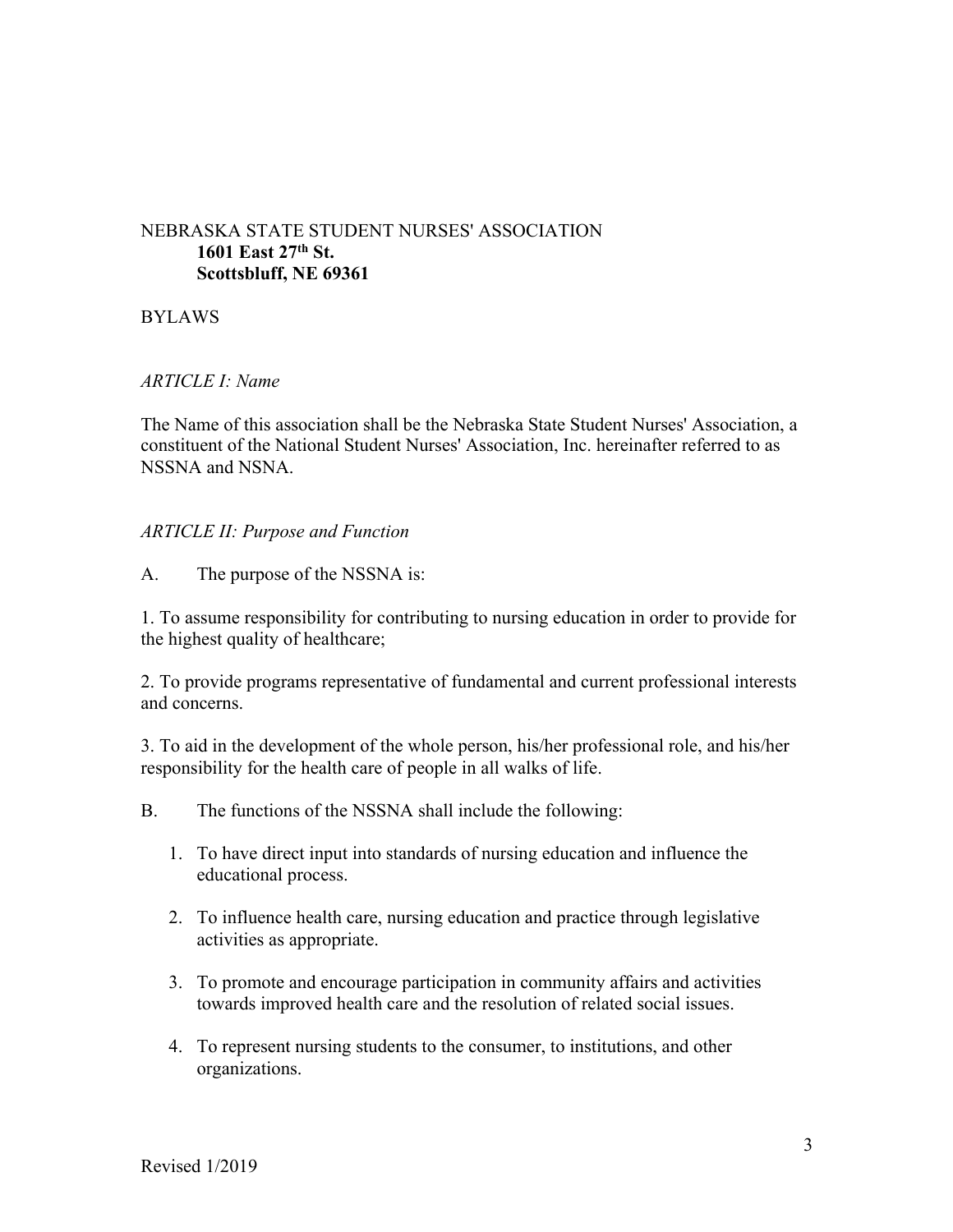NEBRASKA STATE STUDENT NURSES' ASSOCIATION

**1601 East 27th St.**
**Scottsbluff, NE 69361**

BYLAWS

*ARTICLE I: Name*

The Name of this association shall be the Nebraska State Student Nurses' Association, a constituent of the National Student Nurses' Association, Inc. hereinafter referred to as NSSNA and NSNA.

*ARTICLE II: Purpose and Function*

A. The purpose of the NSSNA is:

1. To assume responsibility for contributing to nursing education in order to provide for the highest quality of healthcare;

2. To provide programs representative of fundamental and current professional interests and concerns.

3. To aid in the development of the whole person, his/her professional role, and his/her responsibility for the health care of people in all walks of life.

B. The functions of the NSSNA shall include the following:

1. To have direct input into standards of nursing education and influence the educational process.
2. To influence health care, nursing education and practice through legislative activities as appropriate.
3. To promote and encourage participation in community affairs and activities towards improved health care and the resolution of related social issues.
4. To represent nursing students to the consumer, to institutions, and other organizations.

Revised 1/2019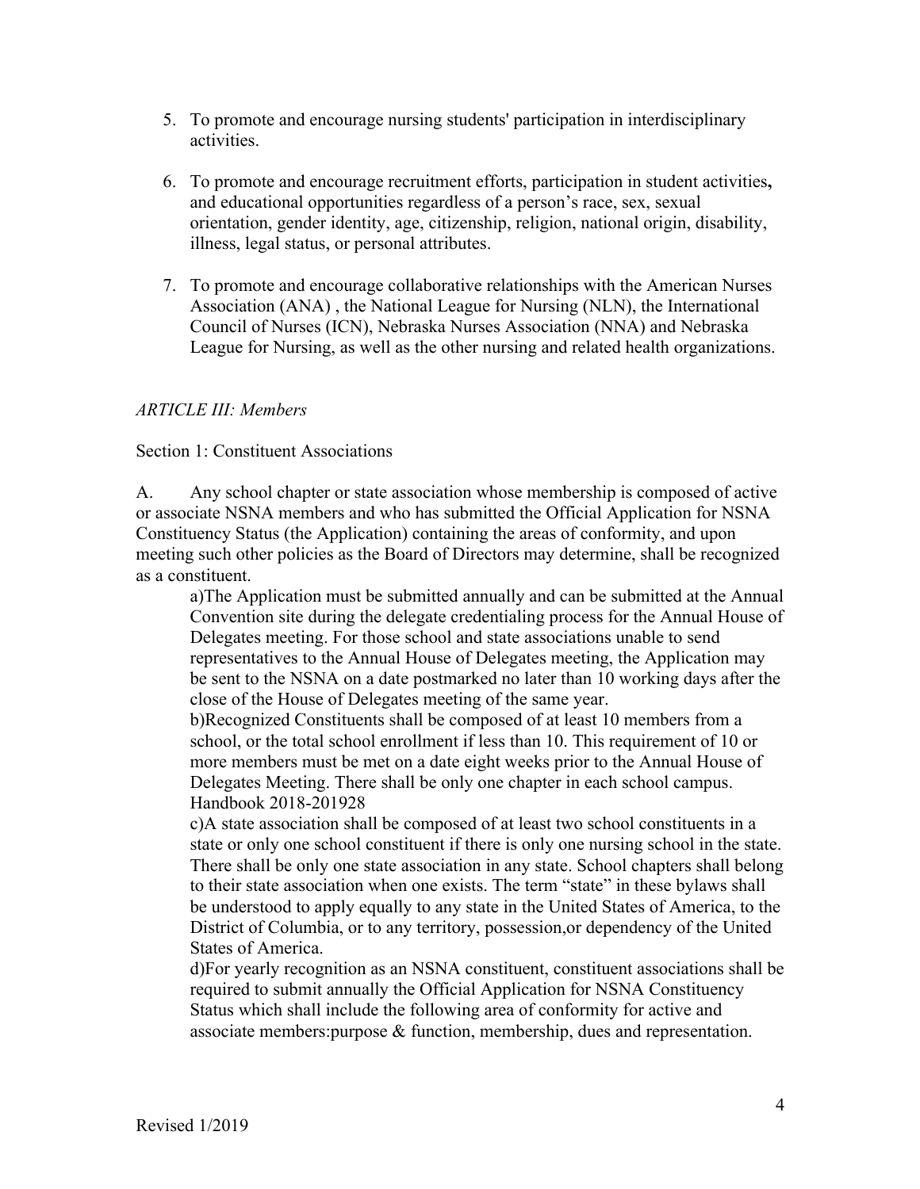5. To promote and encourage nursing students' participation in interdisciplinary activities.

6. To promote and encourage recruitment efforts, participation in student activities**,** and educational opportunities regardless of a person's race, sex, sexual orientation, gender identity, age, citizenship, religion, national origin, disability, illness, legal status, or personal attributes.

7. To promote and encourage collaborative relationships with the American Nurses Association (ANA) , the National League for Nursing (NLN), the International Council of Nurses (ICN), Nebraska Nurses Association (NNA) and Nebraska League for Nursing, as well as the other nursing and related health organizations.

*ARTICLE III: Members*

Section 1: Constituent Associations

A. Any school chapter or state association whose membership is composed of active or associate NSNA members and who has submitted the Official Application for NSNA Constituency Status (the Application) containing the areas of conformity, and upon meeting such other policies as the Board of Directors may determine, shall be recognized as a constituent.

a)The Application must be submitted annually and can be submitted at the Annual Convention site during the delegate credentialing process for the Annual House of Delegates meeting. For those school and state associations unable to send representatives to the Annual House of Delegates meeting, the Application may be sent to the NSNA on a date postmarked no later than 10 working days after the close of the House of Delegates meeting of the same year.

b)Recognized Constituents shall be composed of at least 10 members from a school, or the total school enrollment if less than 10. This requirement of 10 or more members must be met on a date eight weeks prior to the Annual House of Delegates Meeting. There shall be only one chapter in each school campus. Handbook 2018-201928

c)A state association shall be composed of at least two school constituents in a state or only one school constituent if there is only one nursing school in the state. There shall be only one state association in any state. School chapters shall belong to their state association when one exists. The term "state" in these bylaws shall be understood to apply equally to any state in the United States of America, to the District of Columbia, or to any territory, possession,or dependency of the United States of America.

d)For yearly recognition as an NSNA constituent, constituent associations shall be required to submit annually the Official Application for NSNA Constituency Status which shall include the following area of conformity for active and associate members:purpose & function, membership, dues and representation.

Revised 1/2019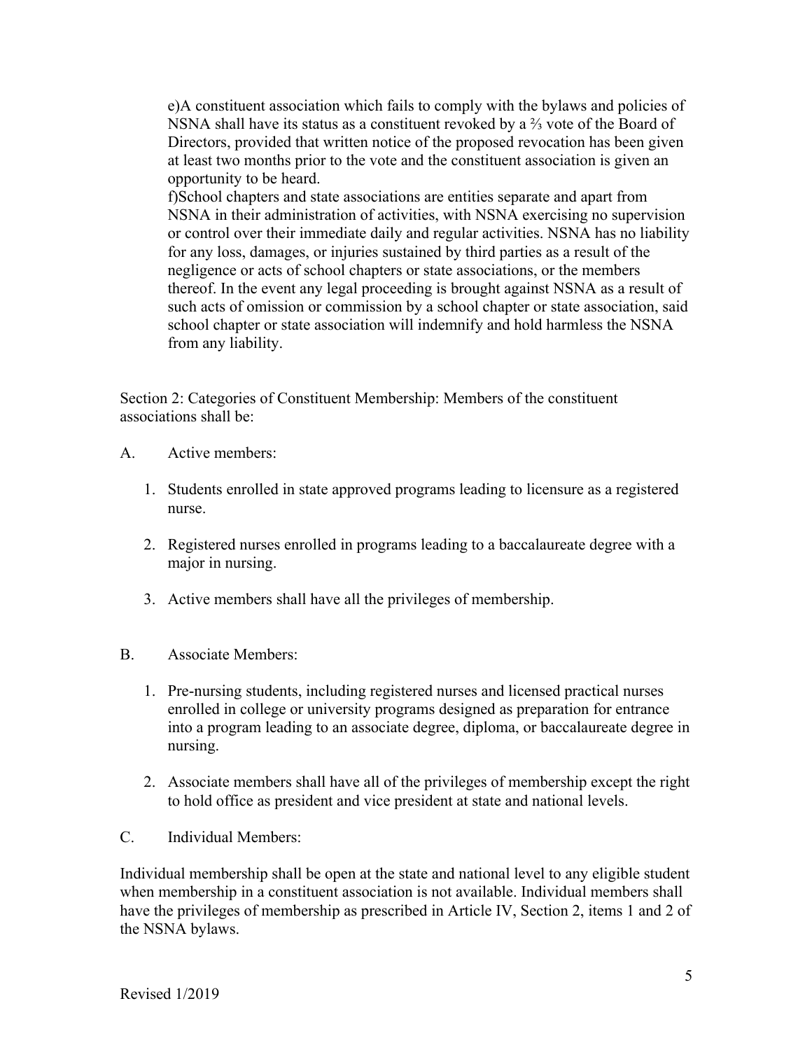e)A constituent association which fails to comply with the bylaws and policies of NSNA shall have its status as a constituent revoked by a ⅔ vote of the Board of Directors, provided that written notice of the proposed revocation has been given at least two months prior to the vote and the constituent association is given an opportunity to be heard.

f)School chapters and state associations are entities separate and apart from NSNA in their administration of activities, with NSNA exercising no supervision or control over their immediate daily and regular activities. NSNA has no liability for any loss, damages, or injuries sustained by third parties as a result of the negligence or acts of school chapters or state associations, or the members thereof. In the event any legal proceeding is brought against NSNA as a result of such acts of omission or commission by a school chapter or state association, said school chapter or state association will indemnify and hold harmless the NSNA from any liability.

Section 2: Categories of Constituent Membership: Members of the constituent associations shall be:

A. Active members:

1. Students enrolled in state approved programs leading to licensure as a registered nurse.
2. Registered nurses enrolled in programs leading to a baccalaureate degree with a major in nursing.
3. Active members shall have all the privileges of membership.

B. Associate Members:

1. Pre-nursing students, including registered nurses and licensed practical nurses enrolled in college or university programs designed as preparation for entrance into a program leading to an associate degree, diploma, or baccalaureate degree in nursing.
2. Associate members shall have all of the privileges of membership except the right to hold office as president and vice president at state and national levels.

C. Individual Members:

Individual membership shall be open at the state and national level to any eligible student when membership in a constituent association is not available. Individual members shall have the privileges of membership as prescribed in Article IV, Section 2, items 1 and 2 of the NSNA bylaws.

Revised 1/2019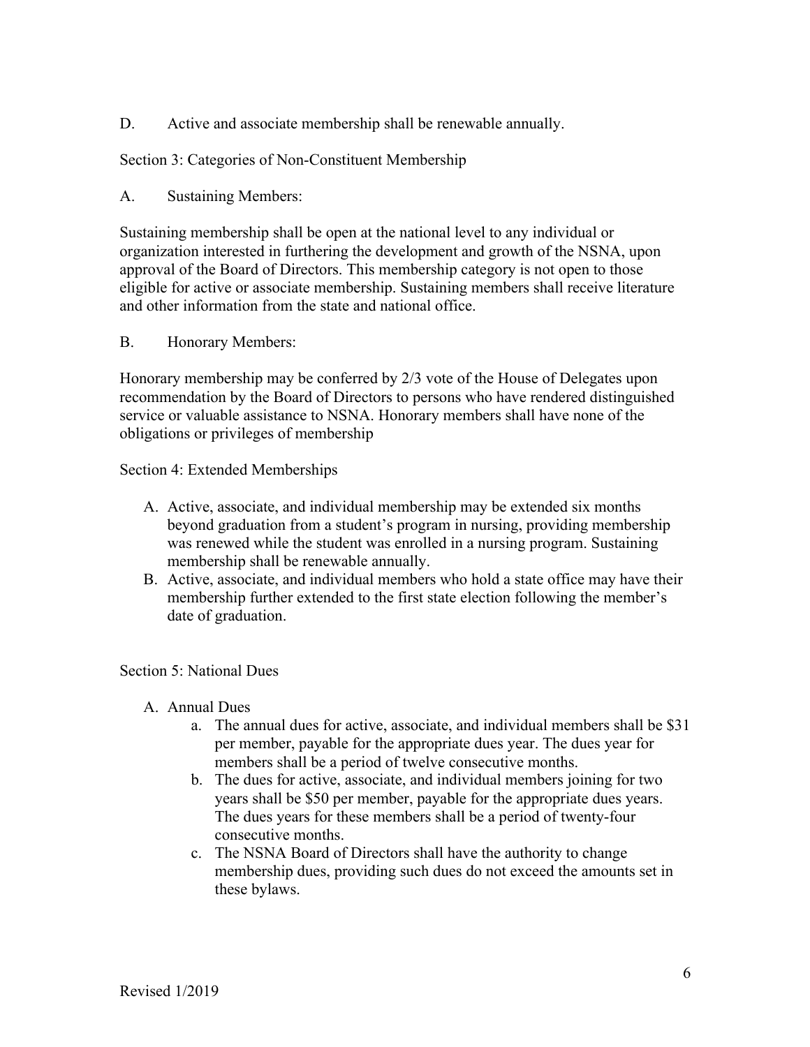D. Active and associate membership shall be renewable annually.

Section 3: Categories of Non-Constituent Membership

A. Sustaining Members:

Sustaining membership shall be open at the national level to any individual or organization interested in furthering the development and growth of the NSNA, upon approval of the Board of Directors. This membership category is not open to those eligible for active or associate membership. Sustaining members shall receive literature and other information from the state and national office.

B. Honorary Members:

Honorary membership may be conferred by 2/3 vote of the House of Delegates upon recommendation by the Board of Directors to persons who have rendered distinguished service or valuable assistance to NSNA. Honorary members shall have none of the obligations or privileges of membership

Section 4: Extended Memberships

A. Active, associate, and individual membership may be extended six months beyond graduation from a student's program in nursing, providing membership was renewed while the student was enrolled in a nursing program. Sustaining membership shall be renewable annually.
B. Active, associate, and individual members who hold a state office may have their membership further extended to the first state election following the member's date of graduation.

Section 5: National Dues

A. Annual Dues
    a. The annual dues for active, associate, and individual members shall be $31 per member, payable for the appropriate dues year. The dues year for members shall be a period of twelve consecutive months.
    b. The dues for active, associate, and individual members joining for two years shall be $50 per member, payable for the appropriate dues years. The dues years for these members shall be a period of twenty-four consecutive months.
    c. The NSNA Board of Directors shall have the authority to change membership dues, providing such dues do not exceed the amounts set in these bylaws.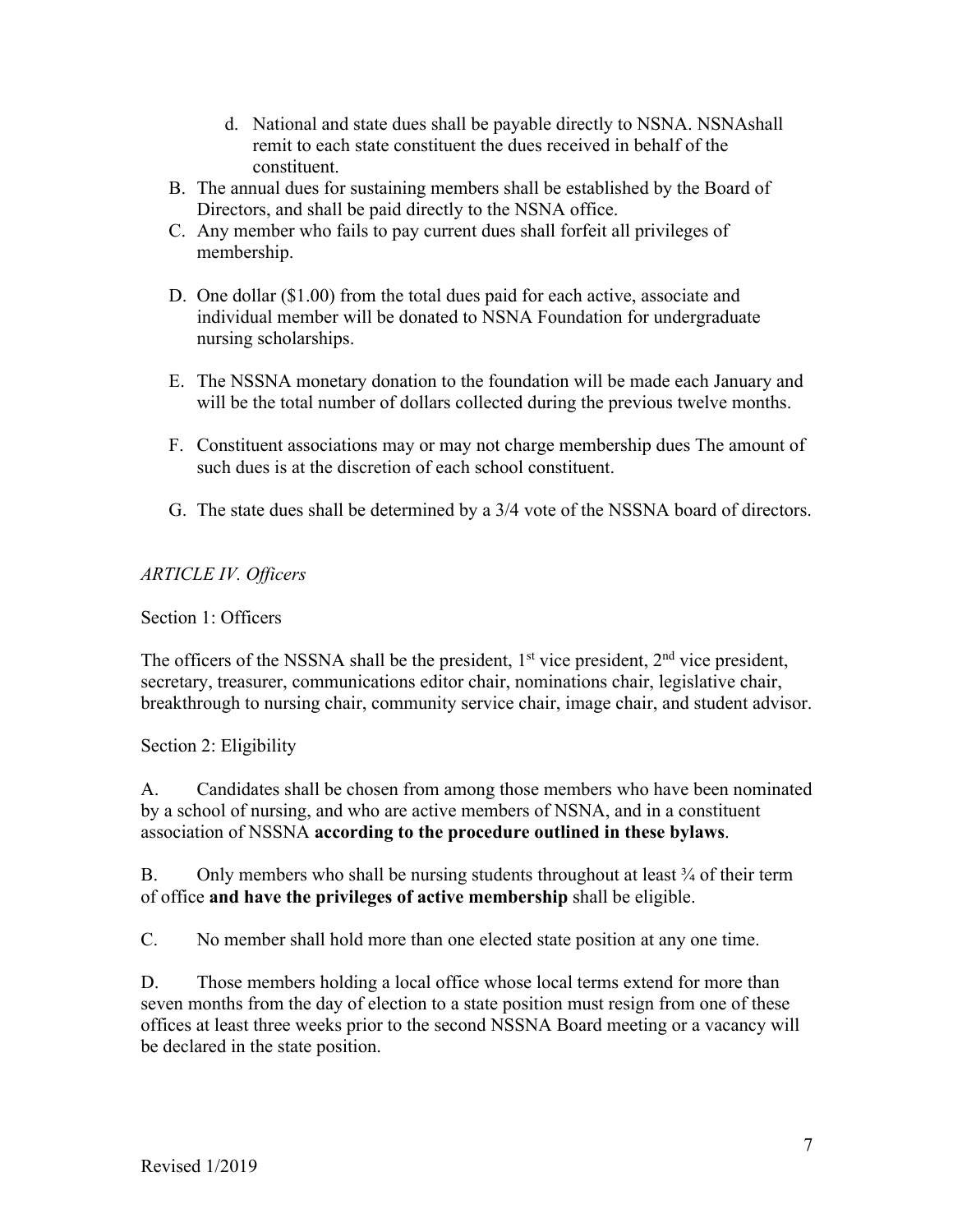d. National and state dues shall be payable directly to NSNA. NSNAshall remit to each state constituent the dues received in behalf of the constituent.

B. The annual dues for sustaining members shall be established by the Board of Directors, and shall be paid directly to the NSNA office.

C. Any member who fails to pay current dues shall forfeit all privileges of membership.

D. One dollar ($1.00) from the total dues paid for each active, associate and individual member will be donated to NSNA Foundation for undergraduate nursing scholarships.

E. The NSSNA monetary donation to the foundation will be made each January and will be the total number of dollars collected during the previous twelve months.

F. Constituent associations may or may not charge membership dues The amount of such dues is at the discretion of each school constituent.

G. The state dues shall be determined by a 3/4 vote of the NSSNA board of directors.

*ARTICLE IV. Officers*

Section 1: Officers

The officers of the NSSNA shall be the president, 1st vice president, 2nd vice president, secretary, treasurer, communications editor chair, nominations chair, legislative chair, breakthrough to nursing chair, community service chair, image chair, and student advisor.

Section 2: Eligibility

A. Candidates shall be chosen from among those members who have been nominated by a school of nursing, and who are active members of NSNA, and in a constituent association of NSSNA **according to the procedure outlined in these bylaws**.

B. Only members who shall be nursing students throughout at least ¾ of their term of office **and have the privileges of active membership** shall be eligible.

C. No member shall hold more than one elected state position at any one time.

D. Those members holding a local office whose local terms extend for more than seven months from the day of election to a state position must resign from one of these offices at least three weeks prior to the second NSSNA Board meeting or a vacancy will be declared in the state position.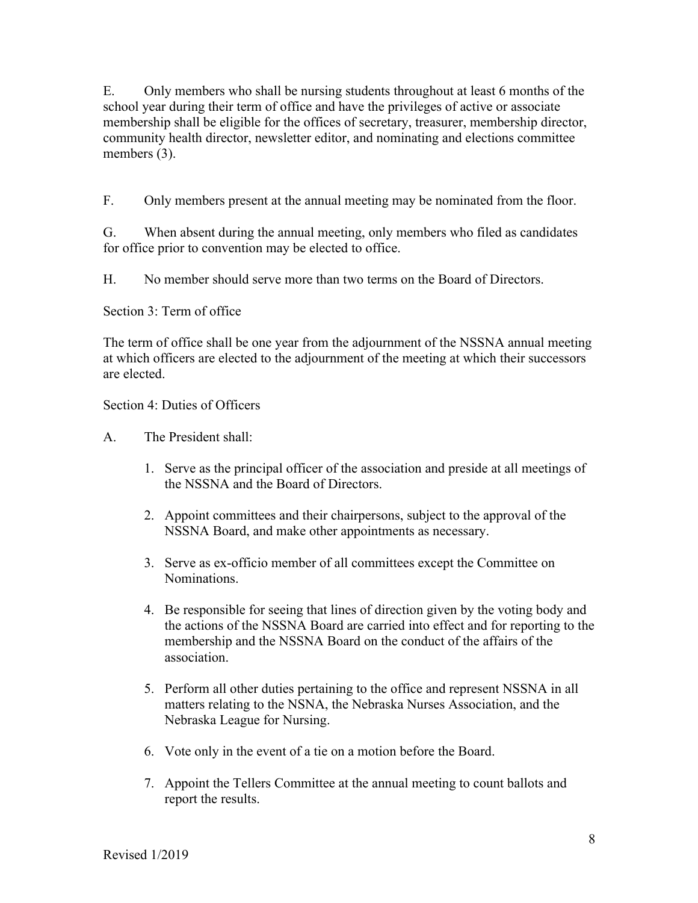E. Only members who shall be nursing students throughout at least 6 months of the school year during their term of office and have the privileges of active or associate membership shall be eligible for the offices of secretary, treasurer, membership director, community health director, newsletter editor, and nominating and elections committee members (3).

F. Only members present at the annual meeting may be nominated from the floor.

G. When absent during the annual meeting, only members who filed as candidates for office prior to convention may be elected to office.

H. No member should serve more than two terms on the Board of Directors.

Section 3: Term of office

The term of office shall be one year from the adjournment of the NSSNA annual meeting at which officers are elected to the adjournment of the meeting at which their successors are elected.

Section 4: Duties of Officers

A. The President shall:

1. Serve as the principal officer of the association and preside at all meetings of the NSSNA and the Board of Directors.
2. Appoint committees and their chairpersons, subject to the approval of the NSSNA Board, and make other appointments as necessary.
3. Serve as ex-officio member of all committees except the Committee on Nominations.
4. Be responsible for seeing that lines of direction given by the voting body and the actions of the NSSNA Board are carried into effect and for reporting to the membership and the NSSNA Board on the conduct of the affairs of the association.
5. Perform all other duties pertaining to the office and represent NSSNA in all matters relating to the NSNA, the Nebraska Nurses Association, and the Nebraska League for Nursing.
6. Vote only in the event of a tie on a motion before the Board.
7. Appoint the Tellers Committee at the annual meeting to count ballots and report the results.

Revised 1/2019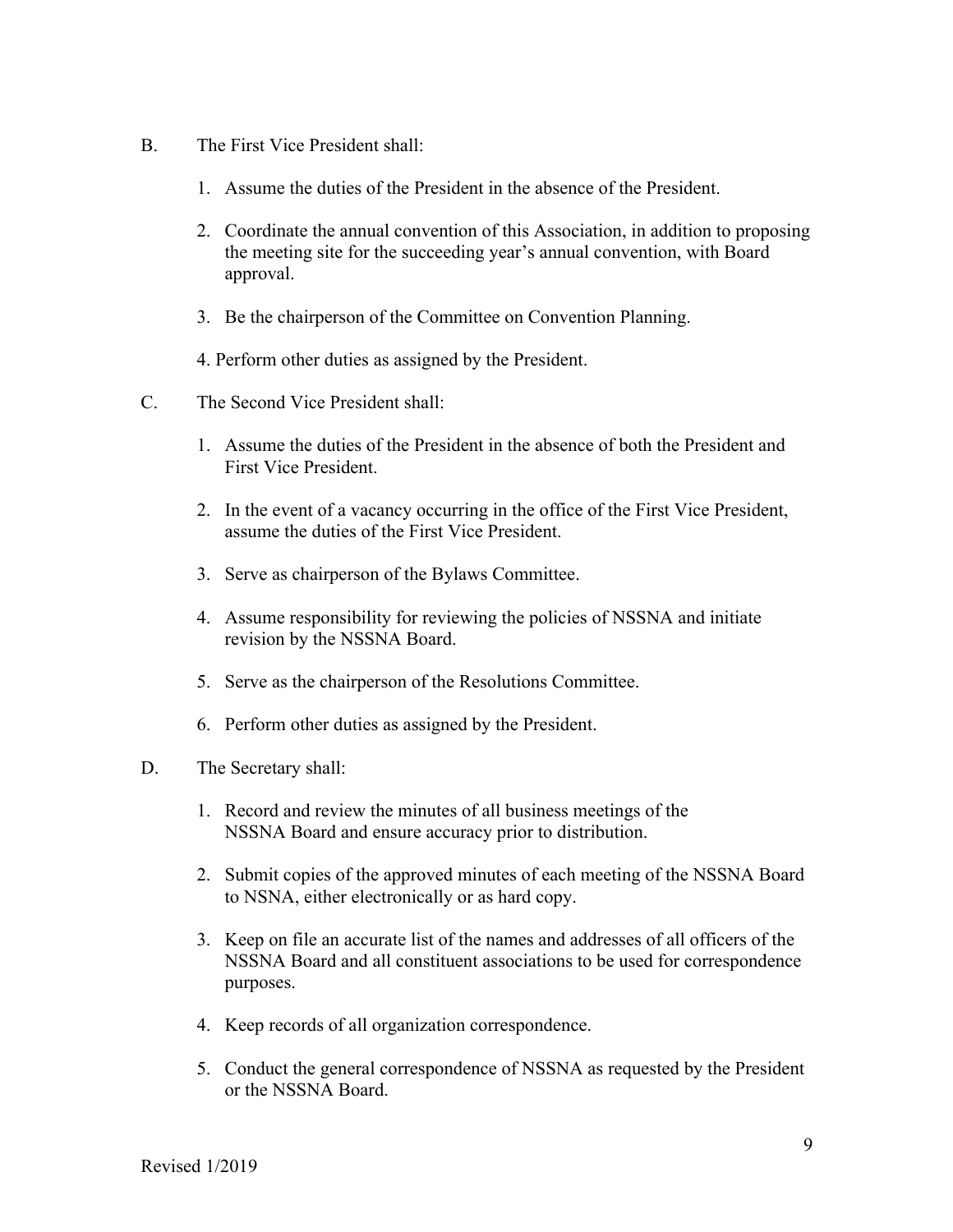B. The First Vice President shall:

1. Assume the duties of the President in the absence of the President.
2. Coordinate the annual convention of this Association, in addition to proposing the meeting site for the succeeding year's annual convention, with Board approval.
3. Be the chairperson of the Committee on Convention Planning.
4. Perform other duties as assigned by the President.

C. The Second Vice President shall:

1. Assume the duties of the President in the absence of both the President and First Vice President.
2. In the event of a vacancy occurring in the office of the First Vice President, assume the duties of the First Vice President.
3. Serve as chairperson of the Bylaws Committee.
4. Assume responsibility for reviewing the policies of NSSNA and initiate revision by the NSSNA Board.
5. Serve as the chairperson of the Resolutions Committee.
6. Perform other duties as assigned by the President.

D. The Secretary shall:

1. Record and review the minutes of all business meetings of the NSSNA Board and ensure accuracy prior to distribution.
2. Submit copies of the approved minutes of each meeting of the NSSNA Board to NSNA, either electronically or as hard copy.
3. Keep on file an accurate list of the names and addresses of all officers of the NSSNA Board and all constituent associations to be used for correspondence purposes.
4. Keep records of all organization correspondence.
5. Conduct the general correspondence of NSSNA as requested by the President or the NSSNA Board.

Revised 1/2019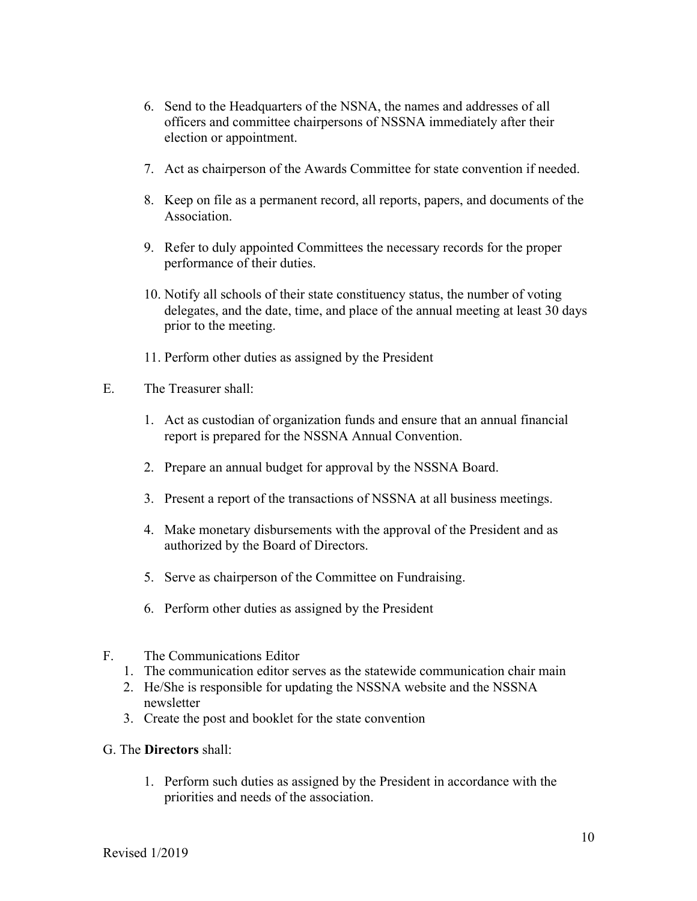6. Send to the Headquarters of the NSNA, the names and addresses of all officers and committee chairpersons of NSSNA immediately after their election or appointment.

7. Act as chairperson of the Awards Committee for state convention if needed.

8. Keep on file as a permanent record, all reports, papers, and documents of the Association.

9. Refer to duly appointed Committees the necessary records for the proper performance of their duties.

10. Notify all schools of their state constituency status, the number of voting delegates, and the date, time, and place of the annual meeting at least 30 days prior to the meeting.

11. Perform other duties as assigned by the President

E. The Treasurer shall:

1. Act as custodian of organization funds and ensure that an annual financial report is prepared for the NSSNA Annual Convention.

2. Prepare an annual budget for approval by the NSSNA Board.

3. Present a report of the transactions of NSSNA at all business meetings.

4. Make monetary disbursements with the approval of the President and as authorized by the Board of Directors.

5. Serve as chairperson of the Committee on Fundraising.

6. Perform other duties as assigned by the President

F. The Communications Editor

1. The communication editor serves as the statewide communication chair main
2. He/She is responsible for updating the NSSNA website and the NSSNA newsletter
3. Create the post and booklet for the state convention

G. The **Directors** shall:

1. Perform such duties as assigned by the President in accordance with the priorities and needs of the association.

Revised 1/2019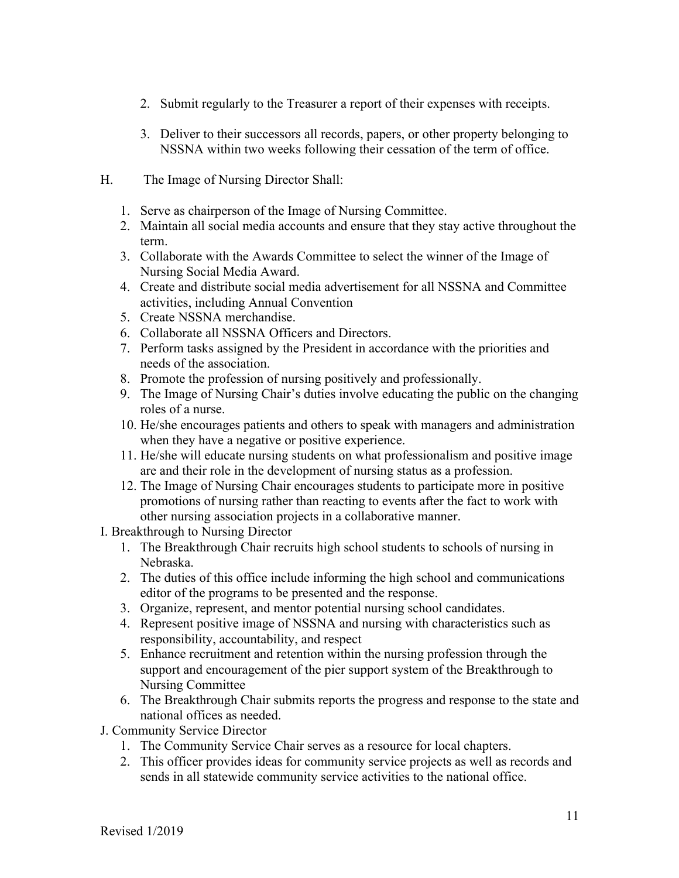2. Submit regularly to the Treasurer a report of their expenses with receipts.

3. Deliver to their successors all records, papers, or other property belonging to NSSNA within two weeks following their cessation of the term of office.

H. The Image of Nursing Director Shall:

1. Serve as chairperson of the Image of Nursing Committee.
2. Maintain all social media accounts and ensure that they stay active throughout the term.
3. Collaborate with the Awards Committee to select the winner of the Image of Nursing Social Media Award.
4. Create and distribute social media advertisement for all NSSNA and Committee activities, including Annual Convention
5. Create NSSNA merchandise.
6. Collaborate all NSSNA Officers and Directors.
7. Perform tasks assigned by the President in accordance with the priorities and needs of the association.
8. Promote the profession of nursing positively and professionally.
9. The Image of Nursing Chair's duties involve educating the public on the changing roles of a nurse.
10. He/she encourages patients and others to speak with managers and administration when they have a negative or positive experience.
11. He/she will educate nursing students on what professionalism and positive image are and their role in the development of nursing status as a profession.
12. The Image of Nursing Chair encourages students to participate more in positive promotions of nursing rather than reacting to events after the fact to work with other nursing association projects in a collaborative manner.

I. Breakthrough to Nursing Director

1. The Breakthrough Chair recruits high school students to schools of nursing in Nebraska.
2. The duties of this office include informing the high school and communications editor of the programs to be presented and the response.
3. Organize, represent, and mentor potential nursing school candidates.
4. Represent positive image of NSSNA and nursing with characteristics such as responsibility, accountability, and respect
5. Enhance recruitment and retention within the nursing profession through the support and encouragement of the pier support system of the Breakthrough to Nursing Committee
6. The Breakthrough Chair submits reports the progress and response to the state and national offices as needed.

J. Community Service Director

1. The Community Service Chair serves as a resource for local chapters.
2. This officer provides ideas for community service projects as well as records and sends in all statewide community service activities to the national office.

Revised 1/2019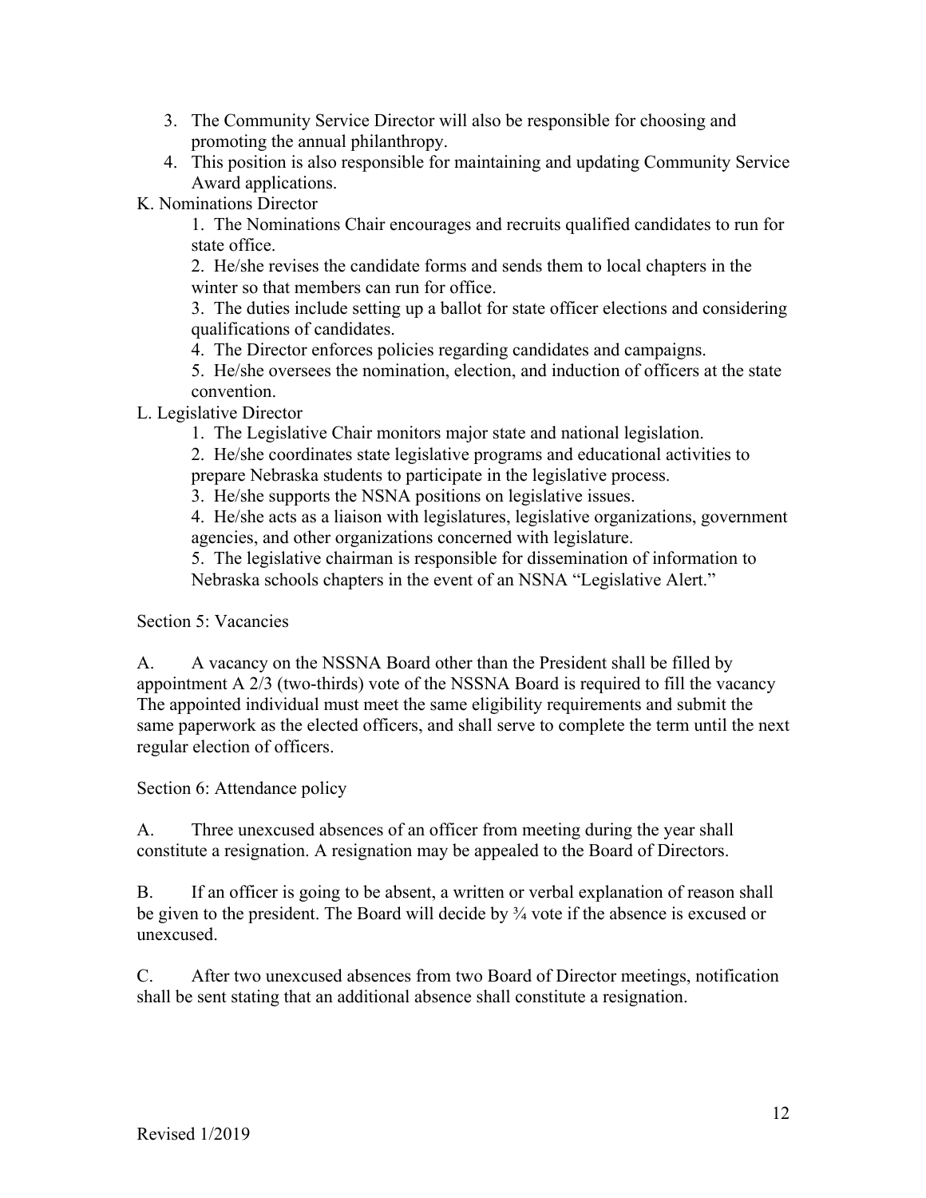3. The Community Service Director will also be responsible for choosing and promoting the annual philanthropy.
4. This position is also responsible for maintaining and updating Community Service Award applications.

K. Nominations Director

1. The Nominations Chair encourages and recruits qualified candidates to run for state office.
2. He/she revises the candidate forms and sends them to local chapters in the winter so that members can run for office.
3. The duties include setting up a ballot for state officer elections and considering qualifications of candidates.
4. The Director enforces policies regarding candidates and campaigns.
5. He/she oversees the nomination, election, and induction of officers at the state convention.

L. Legislative Director

1. The Legislative Chair monitors major state and national legislation.
2. He/she coordinates state legislative programs and educational activities to prepare Nebraska students to participate in the legislative process.
3. He/she supports the NSNA positions on legislative issues.
4. He/she acts as a liaison with legislatures, legislative organizations, government agencies, and other organizations concerned with legislature.
5. The legislative chairman is responsible for dissemination of information to Nebraska schools chapters in the event of an NSNA "Legislative Alert."

Section 5: Vacancies

A. A vacancy on the NSSNA Board other than the President shall be filled by appointment A 2/3 (two-thirds) vote of the NSSNA Board is required to fill the vacancy The appointed individual must meet the same eligibility requirements and submit the same paperwork as the elected officers, and shall serve to complete the term until the next regular election of officers.

Section 6: Attendance policy

A. Three unexcused absences of an officer from meeting during the year shall constitute a resignation. A resignation may be appealed to the Board of Directors.

B. If an officer is going to be absent, a written or verbal explanation of reason shall be given to the president. The Board will decide by ¾ vote if the absence is excused or unexcused.

C. After two unexcused absences from two Board of Director meetings, notification shall be sent stating that an additional absence shall constitute a resignation.

Revised 1/2019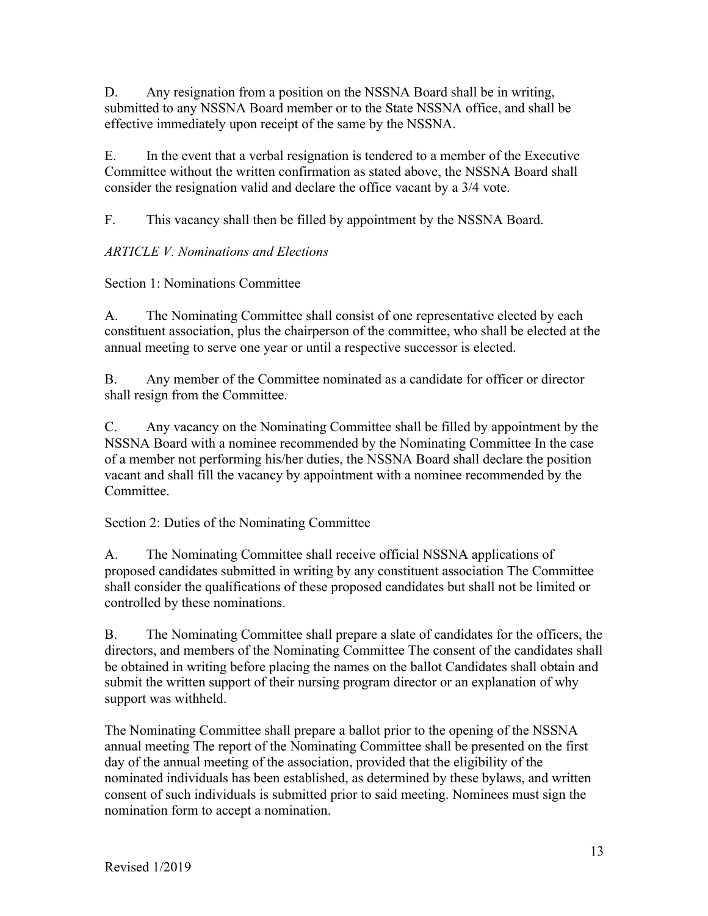D. Any resignation from a position on the NSSNA Board shall be in writing, submitted to any NSSNA Board member or to the State NSSNA office, and shall be effective immediately upon receipt of the same by the NSSNA.

E. In the event that a verbal resignation is tendered to a member of the Executive Committee without the written confirmation as stated above, the NSSNA Board shall consider the resignation valid and declare the office vacant by a 3/4 vote.

F. This vacancy shall then be filled by appointment by the NSSNA Board.

## *ARTICLE V. Nominations and Elections*

### Section 1: Nominations Committee

A. The Nominating Committee shall consist of one representative elected by each constituent association, plus the chairperson of the committee, who shall be elected at the annual meeting to serve one year or until a respective successor is elected.

B. Any member of the Committee nominated as a candidate for officer or director shall resign from the Committee.

C. Any vacancy on the Nominating Committee shall be filled by appointment by the NSSNA Board with a nominee recommended by the Nominating Committee In the case of a member not performing his/her duties, the NSSNA Board shall declare the position vacant and shall fill the vacancy by appointment with a nominee recommended by the Committee.

### Section 2: Duties of the Nominating Committee

A. The Nominating Committee shall receive official NSSNA applications of proposed candidates submitted in writing by any constituent association The Committee shall consider the qualifications of these proposed candidates but shall not be limited or controlled by these nominations.

B. The Nominating Committee shall prepare a slate of candidates for the officers, the directors, and members of the Nominating Committee The consent of the candidates shall be obtained in writing before placing the names on the ballot Candidates shall obtain and submit the written support of their nursing program director or an explanation of why support was withheld.

The Nominating Committee shall prepare a ballot prior to the opening of the NSSNA annual meeting The report of the Nominating Committee shall be presented on the first day of the annual meeting of the association, provided that the eligibility of the nominated individuals has been established, as determined by these bylaws, and written consent of such individuals is submitted prior to said meeting. Nominees must sign the nomination form to accept a nomination.

Revised 1/2019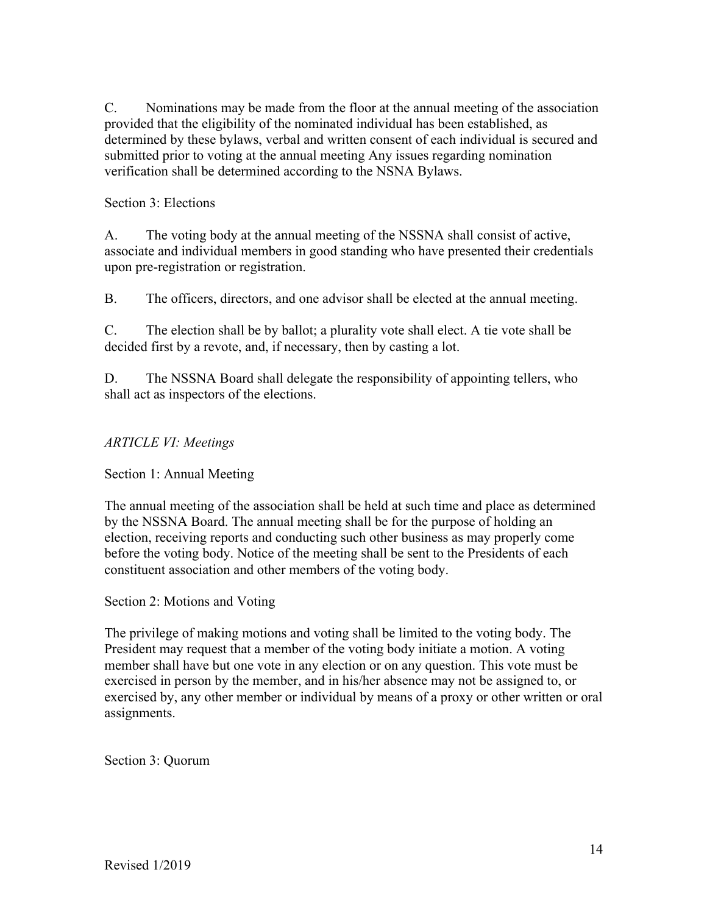C. Nominations may be made from the floor at the annual meeting of the association provided that the eligibility of the nominated individual has been established, as determined by these bylaws, verbal and written consent of each individual is secured and submitted prior to voting at the annual meeting Any issues regarding nomination verification shall be determined according to the NSNA Bylaws.

Section 3: Elections

A. The voting body at the annual meeting of the NSSNA shall consist of active, associate and individual members in good standing who have presented their credentials upon pre-registration or registration.

B. The officers, directors, and one advisor shall be elected at the annual meeting.

C. The election shall be by ballot; a plurality vote shall elect. A tie vote shall be decided first by a revote, and, if necessary, then by casting a lot.

D. The NSSNA Board shall delegate the responsibility of appointing tellers, who shall act as inspectors of the elections.

*ARTICLE VI: Meetings*

Section 1: Annual Meeting

The annual meeting of the association shall be held at such time and place as determined by the NSSNA Board. The annual meeting shall be for the purpose of holding an election, receiving reports and conducting such other business as may properly come before the voting body. Notice of the meeting shall be sent to the Presidents of each constituent association and other members of the voting body.

Section 2: Motions and Voting

The privilege of making motions and voting shall be limited to the voting body. The President may request that a member of the voting body initiate a motion. A voting member shall have but one vote in any election or on any question. This vote must be exercised in person by the member, and in his/her absence may not be assigned to, or exercised by, any other member or individual by means of a proxy or other written or oral assignments.

Section 3: Quorum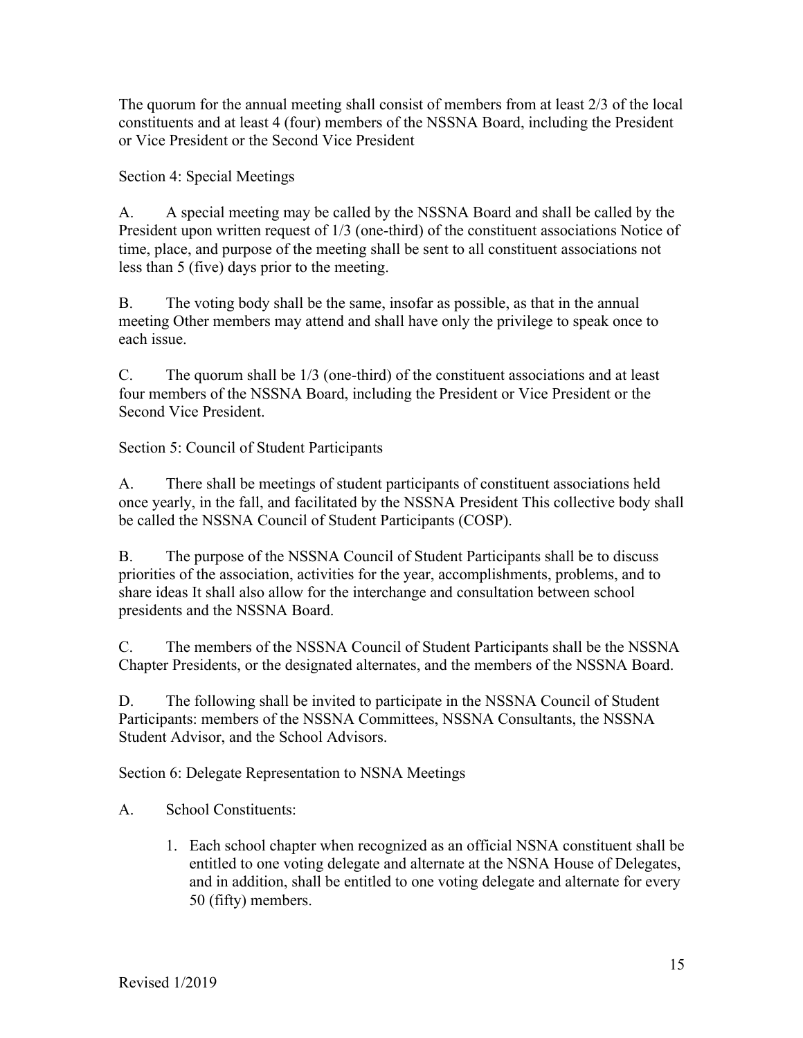The quorum for the annual meeting shall consist of members from at least 2/3 of the local constituents and at least 4 (four) members of the NSSNA Board, including the President or Vice President or the Second Vice President

Section 4: Special Meetings

A. A special meeting may be called by the NSSNA Board and shall be called by the President upon written request of 1/3 (one-third) of the constituent associations Notice of time, place, and purpose of the meeting shall be sent to all constituent associations not less than 5 (five) days prior to the meeting.

B. The voting body shall be the same, insofar as possible, as that in the annual meeting Other members may attend and shall have only the privilege to speak once to each issue.

C. The quorum shall be 1/3 (one-third) of the constituent associations and at least four members of the NSSNA Board, including the President or Vice President or the Second Vice President.

Section 5: Council of Student Participants

A. There shall be meetings of student participants of constituent associations held once yearly, in the fall, and facilitated by the NSSNA President This collective body shall be called the NSSNA Council of Student Participants (COSP).

B. The purpose of the NSSNA Council of Student Participants shall be to discuss priorities of the association, activities for the year, accomplishments, problems, and to share ideas It shall also allow for the interchange and consultation between school presidents and the NSSNA Board.

C. The members of the NSSNA Council of Student Participants shall be the NSSNA Chapter Presidents, or the designated alternates, and the members of the NSSNA Board.

D. The following shall be invited to participate in the NSSNA Council of Student Participants: members of the NSSNA Committees, NSSNA Consultants, the NSSNA Student Advisor, and the School Advisors.

Section 6: Delegate Representation to NSNA Meetings

A. School Constituents:

1. Each school chapter when recognized as an official NSNA constituent shall be entitled to one voting delegate and alternate at the NSNA House of Delegates, and in addition, shall be entitled to one voting delegate and alternate for every 50 (fifty) members.

Revised 1/2019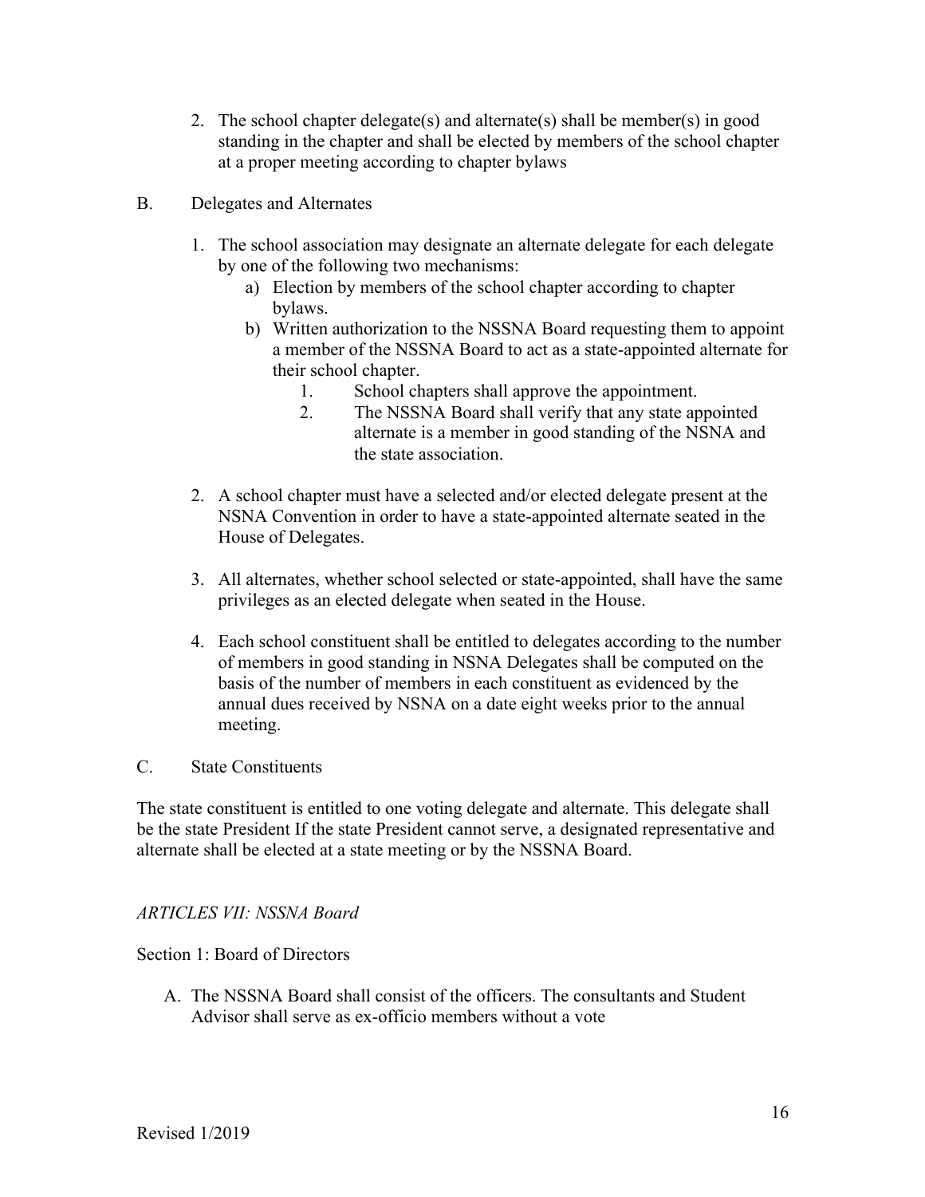2. The school chapter delegate(s) and alternate(s) shall be member(s) in good standing in the chapter and shall be elected by members of the school chapter at a proper meeting according to chapter bylaws

B. Delegates and Alternates

1. The school association may designate an alternate delegate for each delegate by one of the following two mechanisms:
   a) Election by members of the school chapter according to chapter bylaws.
   b) Written authorization to the NSSNA Board requesting them to appoint a member of the NSSNA Board to act as a state-appointed alternate for their school chapter.
      1. School chapters shall approve the appointment.
      2. The NSSNA Board shall verify that any state appointed alternate is a member in good standing of the NSNA and the state association.

2. A school chapter must have a selected and/or elected delegate present at the NSNA Convention in order to have a state-appointed alternate seated in the House of Delegates.

3. All alternates, whether school selected or state-appointed, shall have the same privileges as an elected delegate when seated in the House.

4. Each school constituent shall be entitled to delegates according to the number of members in good standing in NSNA Delegates shall be computed on the basis of the number of members in each constituent as evidenced by the annual dues received by NSNA on a date eight weeks prior to the annual meeting.

C. State Constituents

The state constituent is entitled to one voting delegate and alternate. This delegate shall be the state President If the state President cannot serve, a designated representative and alternate shall be elected at a state meeting or by the NSSNA Board.

*ARTICLES VII: NSSNA Board*

Section 1: Board of Directors

A. The NSSNA Board shall consist of the officers. The consultants and Student Advisor shall serve as ex-officio members without a vote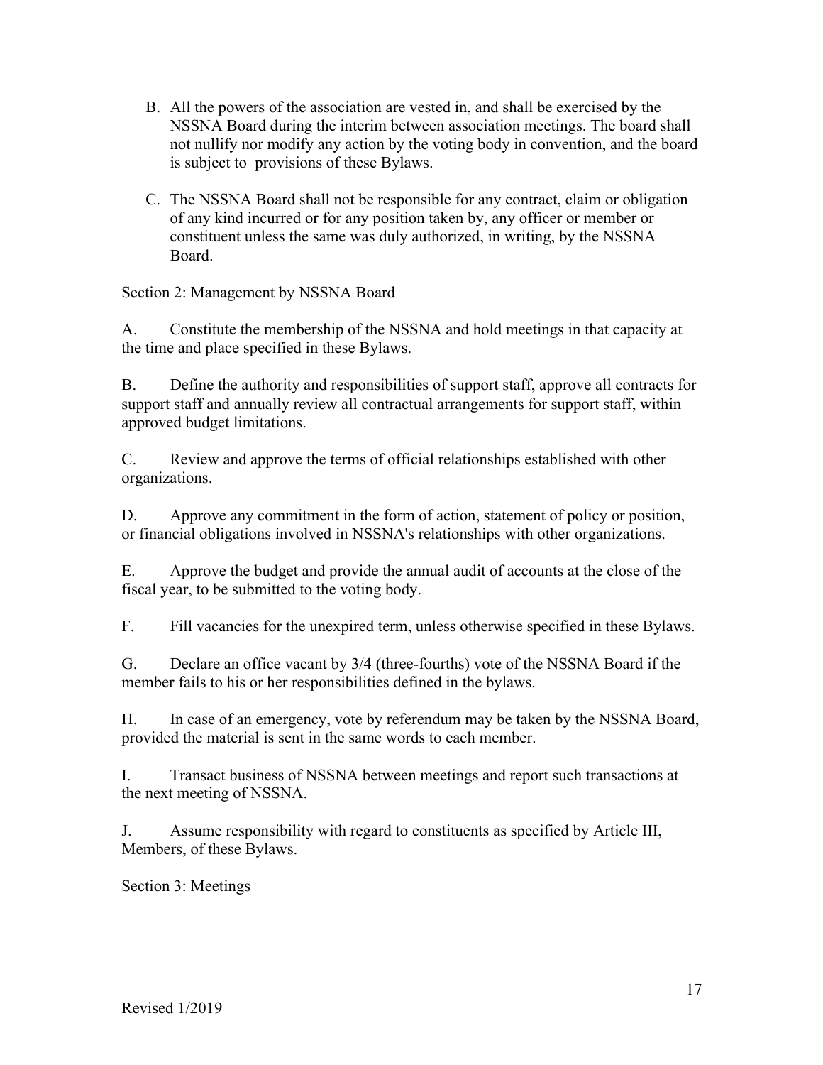B. All the powers of the association are vested in, and shall be exercised by the NSSNA Board during the interim between association meetings. The board shall not nullify nor modify any action by the voting body in convention, and the board is subject to provisions of these Bylaws.

C. The NSSNA Board shall not be responsible for any contract, claim or obligation of any kind incurred or for any position taken by, any officer or member or constituent unless the same was duly authorized, in writing, by the NSSNA Board.

Section 2: Management by NSSNA Board

A. Constitute the membership of the NSSNA and hold meetings in that capacity at the time and place specified in these Bylaws.

B. Define the authority and responsibilities of support staff, approve all contracts for support staff and annually review all contractual arrangements for support staff, within approved budget limitations.

C. Review and approve the terms of official relationships established with other organizations.

D. Approve any commitment in the form of action, statement of policy or position, or financial obligations involved in NSSNA's relationships with other organizations.

E. Approve the budget and provide the annual audit of accounts at the close of the fiscal year, to be submitted to the voting body.

F. Fill vacancies for the unexpired term, unless otherwise specified in these Bylaws.

G. Declare an office vacant by 3/4 (three-fourths) vote of the NSSNA Board if the member fails to his or her responsibilities defined in the bylaws.

H. In case of an emergency, vote by referendum may be taken by the NSSNA Board, provided the material is sent in the same words to each member.

I. Transact business of NSSNA between meetings and report such transactions at the next meeting of NSSNA.

J. Assume responsibility with regard to constituents as specified by Article III, Members, of these Bylaws.

Section 3: Meetings

Revised 1/2019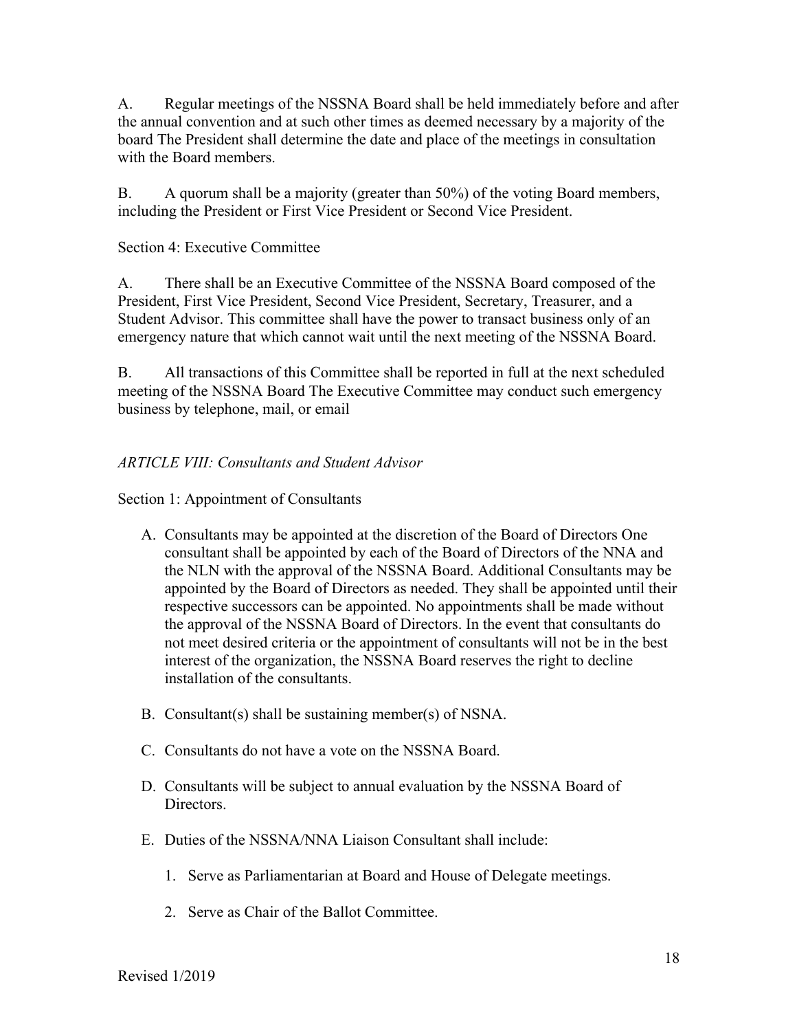A. Regular meetings of the NSSNA Board shall be held immediately before and after the annual convention and at such other times as deemed necessary by a majority of the board The President shall determine the date and place of the meetings in consultation with the Board members.

B. A quorum shall be a majority (greater than 50%) of the voting Board members, including the President or First Vice President or Second Vice President.

Section 4: Executive Committee

A. There shall be an Executive Committee of the NSSNA Board composed of the President, First Vice President, Second Vice President, Secretary, Treasurer, and a Student Advisor. This committee shall have the power to transact business only of an emergency nature that which cannot wait until the next meeting of the NSSNA Board.

B. All transactions of this Committee shall be reported in full at the next scheduled meeting of the NSSNA Board The Executive Committee may conduct such emergency business by telephone, mail, or email

*ARTICLE VIII: Consultants and Student Advisor*

Section 1: Appointment of Consultants

A. Consultants may be appointed at the discretion of the Board of Directors One consultant shall be appointed by each of the Board of Directors of the NNA and the NLN with the approval of the NSSNA Board. Additional Consultants may be appointed by the Board of Directors as needed. They shall be appointed until their respective successors can be appointed. No appointments shall be made without the approval of the NSSNA Board of Directors. In the event that consultants do not meet desired criteria or the appointment of consultants will not be in the best interest of the organization, the NSSNA Board reserves the right to decline installation of the consultants.

B. Consultant(s) shall be sustaining member(s) of NSNA.

C. Consultants do not have a vote on the NSSNA Board.

D. Consultants will be subject to annual evaluation by the NSSNA Board of Directors.

E. Duties of the NSSNA/NNA Liaison Consultant shall include:

1. Serve as Parliamentarian at Board and House of Delegate meetings.

2. Serve as Chair of the Ballot Committee.

Revised 1/2019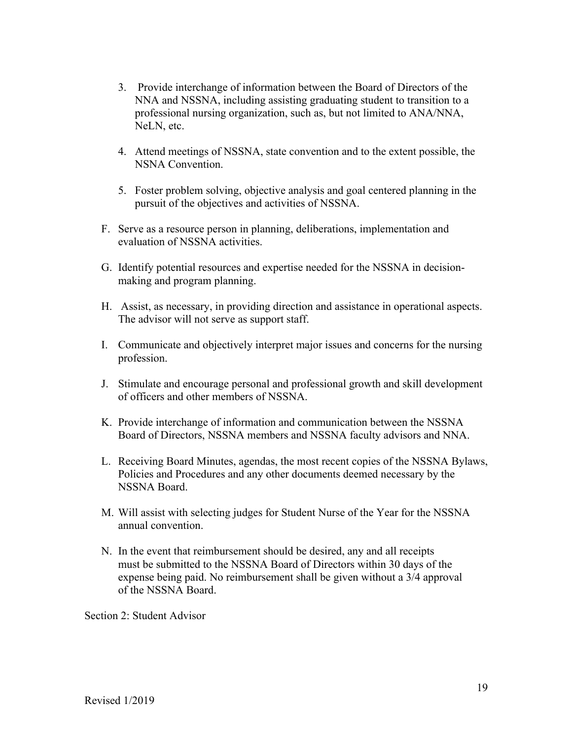3. Provide interchange of information between the Board of Directors of the NNA and NSSNA, including assisting graduating student to transition to a professional nursing organization, such as, but not limited to ANA/NNA, NeLN, etc.

4. Attend meetings of NSSNA, state convention and to the extent possible, the NSNA Convention.

5. Foster problem solving, objective analysis and goal centered planning in the pursuit of the objectives and activities of NSSNA.

F. Serve as a resource person in planning, deliberations, implementation and evaluation of NSSNA activities.

G. Identify potential resources and expertise needed for the NSSNA in decision-making and program planning.

H. Assist, as necessary, in providing direction and assistance in operational aspects. The advisor will not serve as support staff.

I. Communicate and objectively interpret major issues and concerns for the nursing profession.

J. Stimulate and encourage personal and professional growth and skill development of officers and other members of NSSNA.

K. Provide interchange of information and communication between the NSSNA Board of Directors, NSSNA members and NSSNA faculty advisors and NNA.

L. Receiving Board Minutes, agendas, the most recent copies of the NSSNA Bylaws, Policies and Procedures and any other documents deemed necessary by the NSSNA Board.

M. Will assist with selecting judges for Student Nurse of the Year for the NSSNA annual convention.

N. In the event that reimbursement should be desired, any and all receipts must be submitted to the NSSNA Board of Directors within 30 days of the expense being paid. No reimbursement shall be given without a 3/4 approval of the NSSNA Board.

Section 2: Student Advisor

Revised 1/2019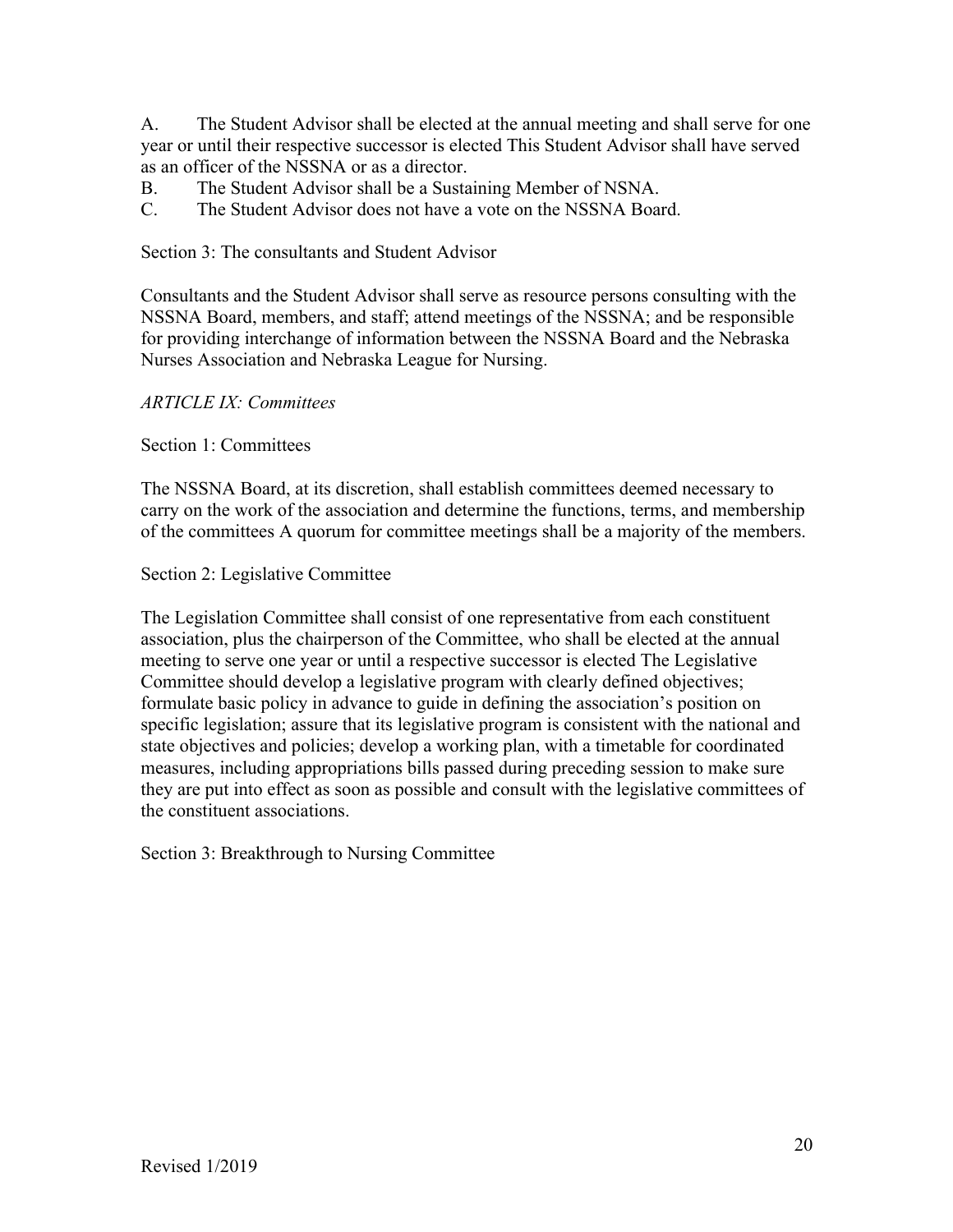A. The Student Advisor shall be elected at the annual meeting and shall serve for one year or until their respective successor is elected This Student Advisor shall have served as an officer of the NSSNA or as a director.

B. The Student Advisor shall be a Sustaining Member of NSNA.

C. The Student Advisor does not have a vote on the NSSNA Board.

Section 3: The consultants and Student Advisor

Consultants and the Student Advisor shall serve as resource persons consulting with the NSSNA Board, members, and staff; attend meetings of the NSSNA; and be responsible for providing interchange of information between the NSSNA Board and the Nebraska Nurses Association and Nebraska League for Nursing.

*ARTICLE IX: Committees*

Section 1: Committees

The NSSNA Board, at its discretion, shall establish committees deemed necessary to carry on the work of the association and determine the functions, terms, and membership of the committees A quorum for committee meetings shall be a majority of the members.

Section 2: Legislative Committee

The Legislation Committee shall consist of one representative from each constituent association, plus the chairperson of the Committee, who shall be elected at the annual meeting to serve one year or until a respective successor is elected The Legislative Committee should develop a legislative program with clearly defined objectives; formulate basic policy in advance to guide in defining the association's position on specific legislation; assure that its legislative program is consistent with the national and state objectives and policies; develop a working plan, with a timetable for coordinated measures, including appropriations bills passed during preceding session to make sure they are put into effect as soon as possible and consult with the legislative committees of the constituent associations.

Section 3: Breakthrough to Nursing Committee

Revised 1/2019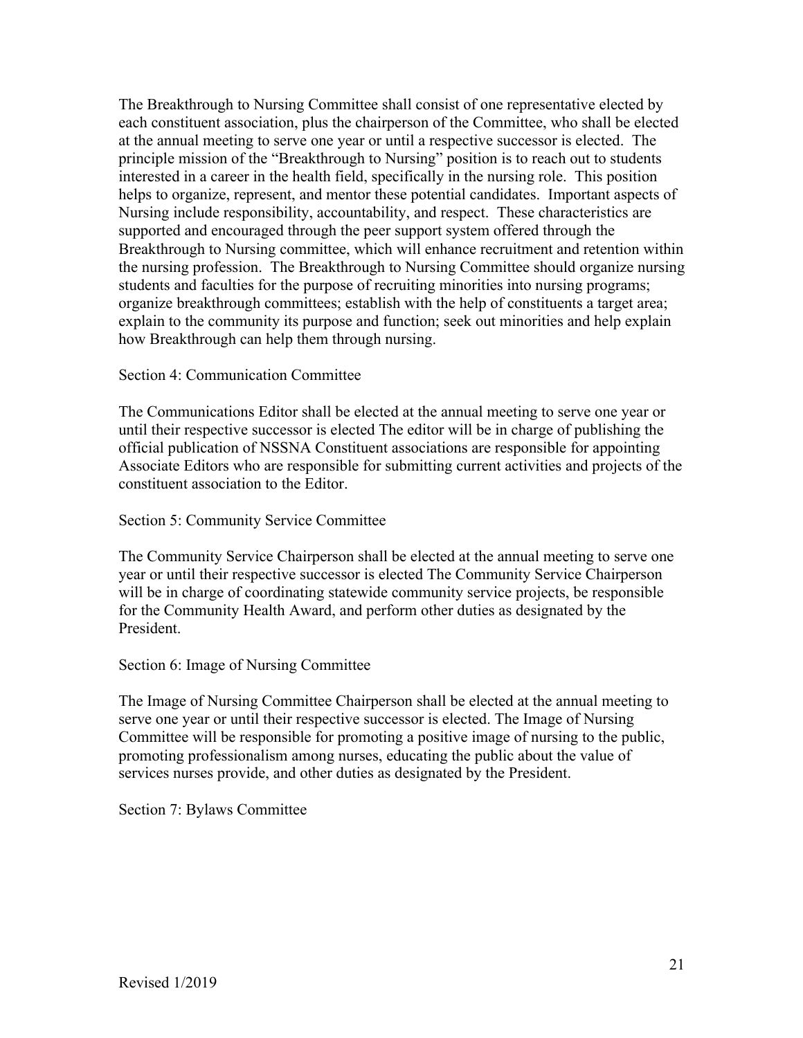The Breakthrough to Nursing Committee shall consist of one representative elected by each constituent association, plus the chairperson of the Committee, who shall be elected at the annual meeting to serve one year or until a respective successor is elected. The principle mission of the "Breakthrough to Nursing" position is to reach out to students interested in a career in the health field, specifically in the nursing role. This position helps to organize, represent, and mentor these potential candidates. Important aspects of Nursing include responsibility, accountability, and respect. These characteristics are supported and encouraged through the peer support system offered through the Breakthrough to Nursing committee, which will enhance recruitment and retention within the nursing profession. The Breakthrough to Nursing Committee should organize nursing students and faculties for the purpose of recruiting minorities into nursing programs; organize breakthrough committees; establish with the help of constituents a target area; explain to the community its purpose and function; seek out minorities and help explain how Breakthrough can help them through nursing.

Section 4: Communication Committee

The Communications Editor shall be elected at the annual meeting to serve one year or until their respective successor is elected The editor will be in charge of publishing the official publication of NSSNA Constituent associations are responsible for appointing Associate Editors who are responsible for submitting current activities and projects of the constituent association to the Editor.

Section 5: Community Service Committee

The Community Service Chairperson shall be elected at the annual meeting to serve one year or until their respective successor is elected The Community Service Chairperson will be in charge of coordinating statewide community service projects, be responsible for the Community Health Award, and perform other duties as designated by the President.

Section 6: Image of Nursing Committee

The Image of Nursing Committee Chairperson shall be elected at the annual meeting to serve one year or until their respective successor is elected. The Image of Nursing Committee will be responsible for promoting a positive image of nursing to the public, promoting professionalism among nurses, educating the public about the value of services nurses provide, and other duties as designated by the President.

Section 7: Bylaws Committee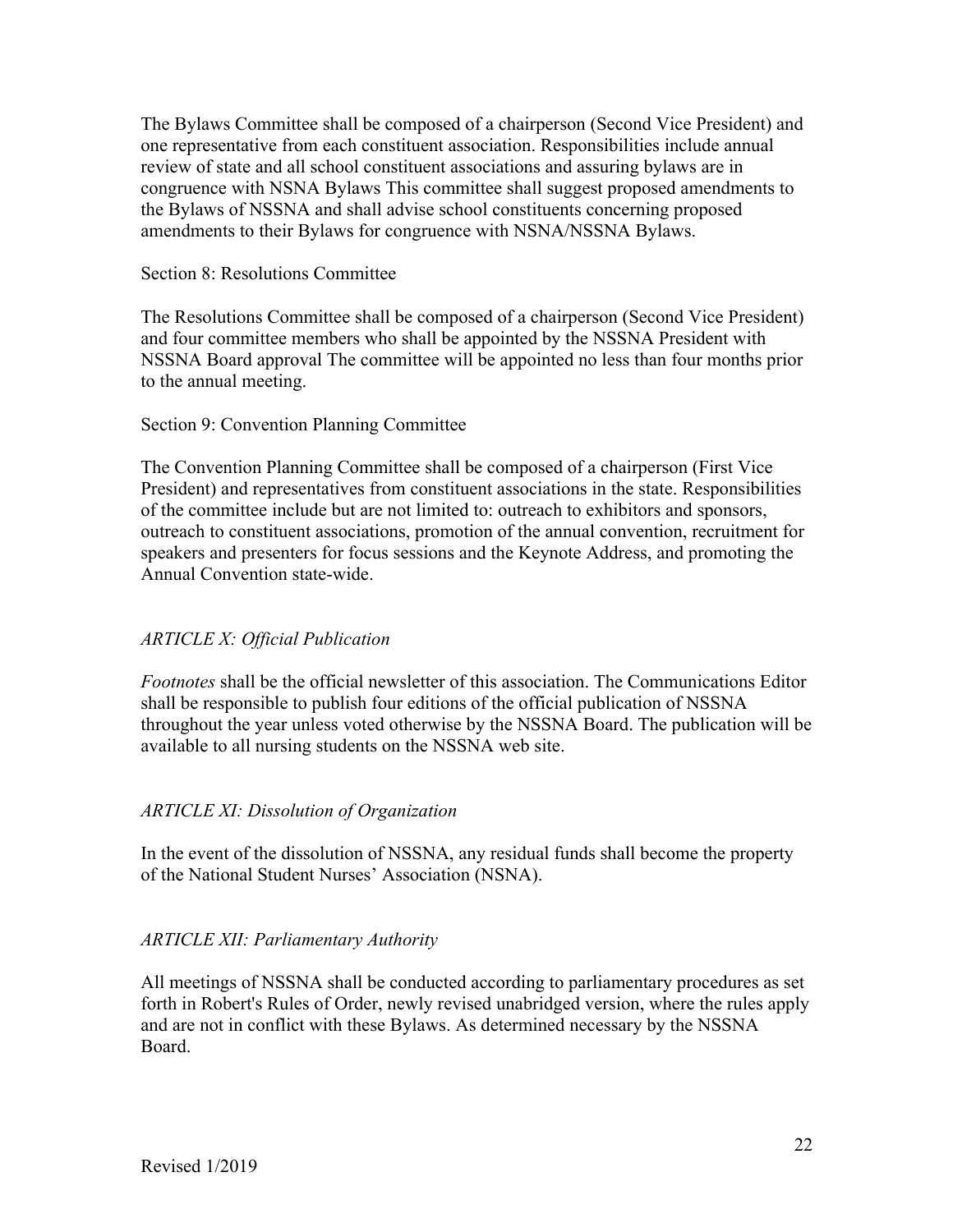The Bylaws Committee shall be composed of a chairperson (Second Vice President) and one representative from each constituent association. Responsibilities include annual review of state and all school constituent associations and assuring bylaws are in congruence with NSNA Bylaws This committee shall suggest proposed amendments to the Bylaws of NSSNA and shall advise school constituents concerning proposed amendments to their Bylaws for congruence with NSNA/NSSNA Bylaws.

Section 8: Resolutions Committee

The Resolutions Committee shall be composed of a chairperson (Second Vice President) and four committee members who shall be appointed by the NSSNA President with NSSNA Board approval The committee will be appointed no less than four months prior to the annual meeting.

Section 9: Convention Planning Committee

The Convention Planning Committee shall be composed of a chairperson (First Vice President) and representatives from constituent associations in the state. Responsibilities of the committee include but are not limited to: outreach to exhibitors and sponsors, outreach to constituent associations, promotion of the annual convention, recruitment for speakers and presenters for focus sessions and the Keynote Address, and promoting the Annual Convention state-wide.

*ARTICLE X: Official Publication*

*Footnotes* shall be the official newsletter of this association. The Communications Editor shall be responsible to publish four editions of the official publication of NSSNA throughout the year unless voted otherwise by the NSSNA Board. The publication will be available to all nursing students on the NSSNA web site.

*ARTICLE XI: Dissolution of Organization*

In the event of the dissolution of NSSNA, any residual funds shall become the property of the National Student Nurses' Association (NSNA).

*ARTICLE XII: Parliamentary Authority*

All meetings of NSSNA shall be conducted according to parliamentary procedures as set forth in Robert's Rules of Order, newly revised unabridged version, where the rules apply and are not in conflict with these Bylaws. As determined necessary by the NSSNA Board.

Revised 1/2019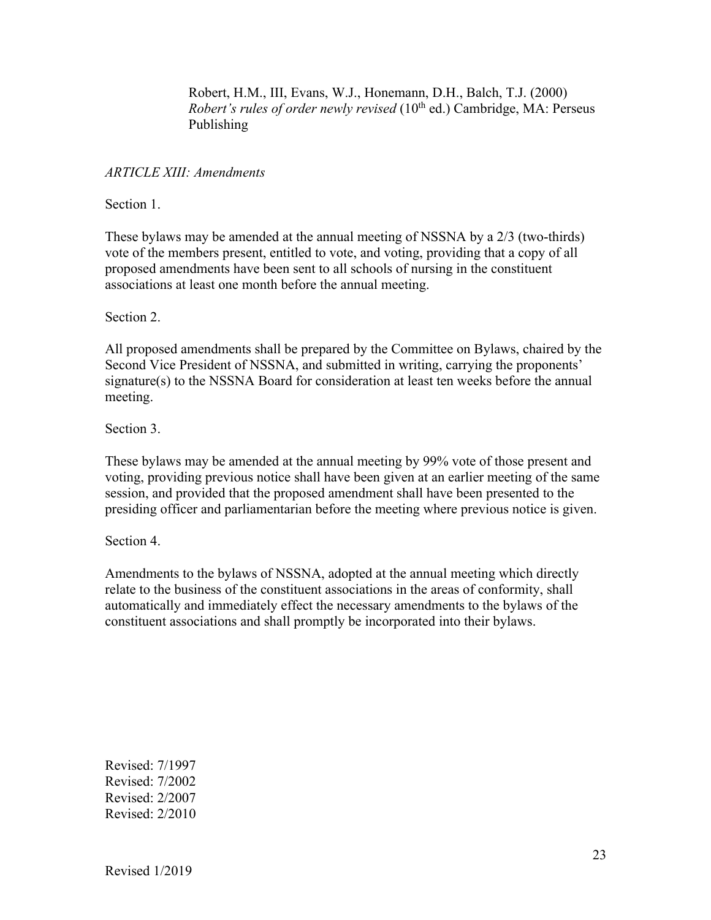Robert, H.M., III, Evans, W.J., Honemann, D.H., Balch, T.J. (2000) *Robert's rules of order newly revised* (10th ed.) Cambridge, MA: Perseus Publishing

*ARTICLE XIII: Amendments*

Section 1.

These bylaws may be amended at the annual meeting of NSSNA by a 2/3 (two-thirds) vote of the members present, entitled to vote, and voting, providing that a copy of all proposed amendments have been sent to all schools of nursing in the constituent associations at least one month before the annual meeting.

Section 2.

All proposed amendments shall be prepared by the Committee on Bylaws, chaired by the Second Vice President of NSSNA, and submitted in writing, carrying the proponents' signature(s) to the NSSNA Board for consideration at least ten weeks before the annual meeting.

Section 3.

These bylaws may be amended at the annual meeting by 99% vote of those present and voting, providing previous notice shall have been given at an earlier meeting of the same session, and provided that the proposed amendment shall have been presented to the presiding officer and parliamentarian before the meeting where previous notice is given.

Section 4.

Amendments to the bylaws of NSSNA, adopted at the annual meeting which directly relate to the business of the constituent associations in the areas of conformity, shall automatically and immediately effect the necessary amendments to the bylaws of the constituent associations and shall promptly be incorporated into their bylaws.

Revised: 7/1997
Revised: 7/2002
Revised: 2/2007
Revised: 2/2010

Revised 1/2019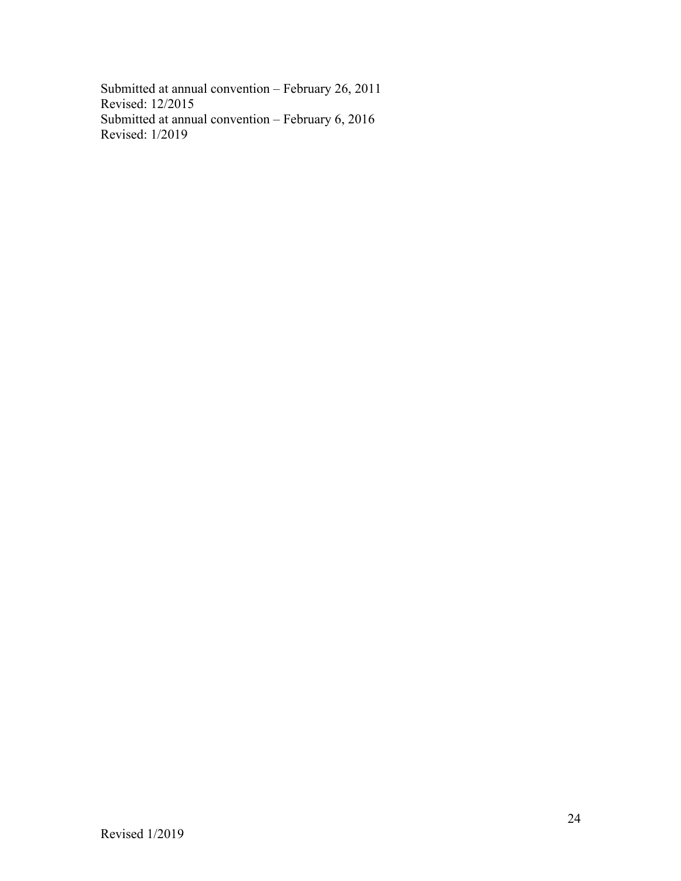Submitted at annual convention – February 26, 2011
Revised: 12/2015
Submitted at annual convention – February 6, 2016
Revised: 1/2019